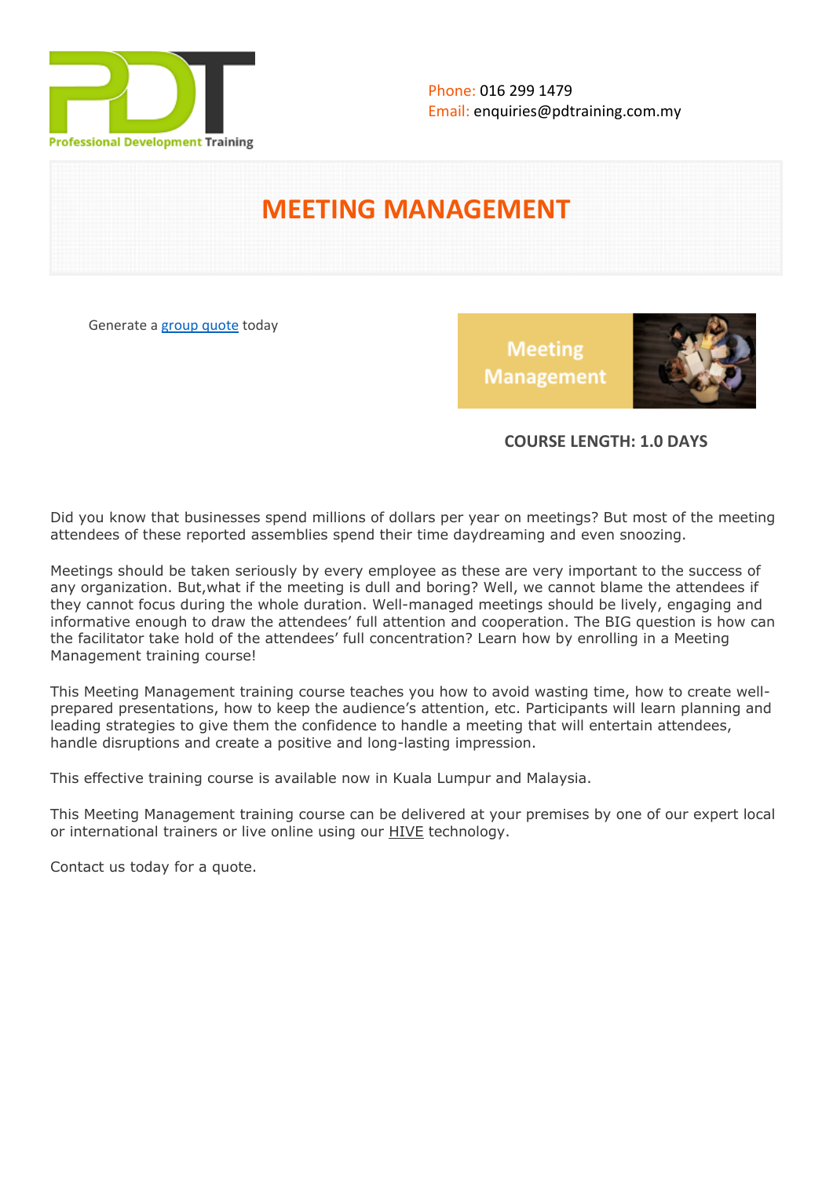Professional Development Training

Phone: 016 299 1479
Email: enquiries@pdtraining.com.my

# MEETING MANAGEMENT

Generate a group quote today

**COURSE LENGTH: 1.0 DAYS**

Did you know that businesses spend millions of dollars per year on meetings? But most of the meeting attendees of these reported assemblies spend their time daydreaming and even snoozing.

Meetings should be taken seriously by every employee as these are very important to the success of any organization. But,what if the meeting is dull and boring? Well, we cannot blame the attendees if they cannot focus during the whole duration. Well-managed meetings should be lively, engaging and informative enough to draw the attendees' full attention and cooperation. The BIG question is how can the facilitator take hold of the attendees' full concentration? Learn how by enrolling in a Meeting Management training course!

This Meeting Management training course teaches you how to avoid wasting time, how to create well-prepared presentations, how to keep the audience's attention, etc. Participants will learn planning and leading strategies to give them the confidence to handle a meeting that will entertain attendees, handle disruptions and create a positive and long-lasting impression.

This effective training course is available now in Kuala Lumpur and Malaysia.

This Meeting Management training course can be delivered at your premises by one of our expert local or international trainers or live online using our HIVE technology.

Contact us today for a quote.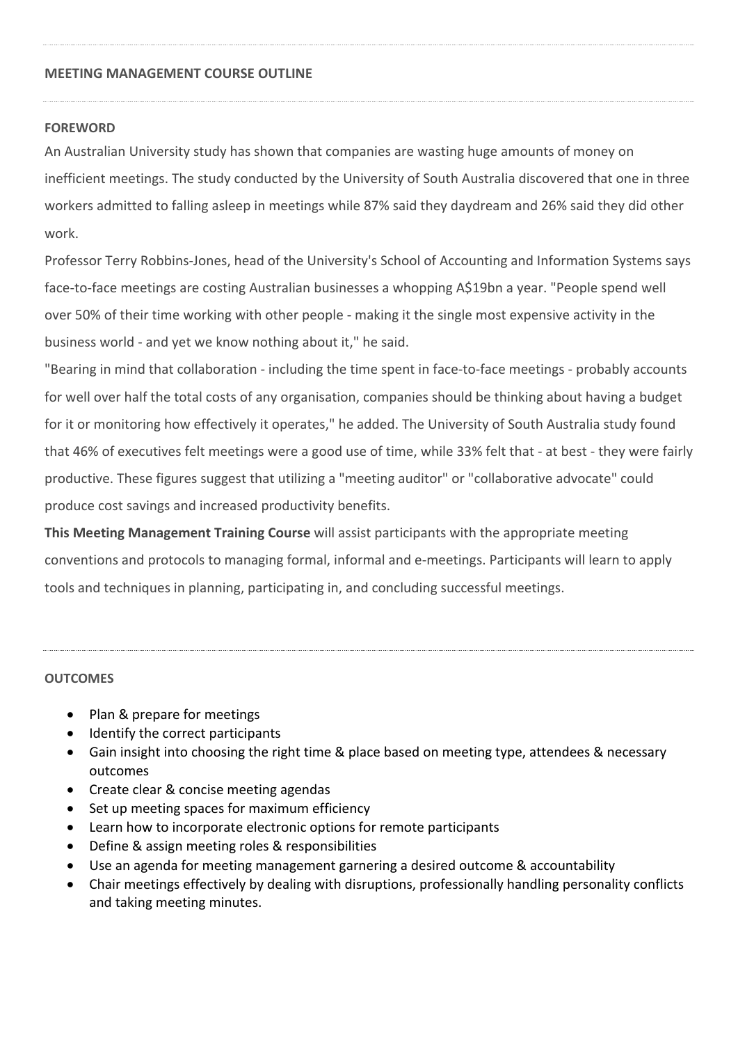## MEETING MANAGEMENT COURSE OUTLINE

### FOREWORD

An Australian University study has shown that companies are wasting huge amounts of money on inefficient meetings. The study conducted by the University of South Australia discovered that one in three workers admitted to falling asleep in meetings while 87% said they daydream and 26% said they did other work.

Professor Terry Robbins-Jones, head of the University's School of Accounting and Information Systems says face-to-face meetings are costing Australian businesses a whopping A$19bn a year. "People spend well over 50% of their time working with other people - making it the single most expensive activity in the business world - and yet we know nothing about it," he said.

"Bearing in mind that collaboration - including the time spent in face-to-face meetings - probably accounts for well over half the total costs of any organisation, companies should be thinking about having a budget for it or monitoring how effectively it operates," he added. The University of South Australia study found that 46% of executives felt meetings were a good use of time, while 33% felt that - at best - they were fairly productive. These figures suggest that utilizing a "meeting auditor" or "collaborative advocate" could produce cost savings and increased productivity benefits.

**This Meeting Management Training Course** will assist participants with the appropriate meeting conventions and protocols to managing formal, informal and e-meetings. Participants will learn to apply tools and techniques in planning, participating in, and concluding successful meetings.

### OUTCOMES

- Plan & prepare for meetings
- Identify the correct participants
- Gain insight into choosing the right time & place based on meeting type, attendees & necessary outcomes
- Create clear & concise meeting agendas
- Set up meeting spaces for maximum efficiency
- Learn how to incorporate electronic options for remote participants
- Define & assign meeting roles & responsibilities
- Use an agenda for meeting management garnering a desired outcome & accountability
- Chair meetings effectively by dealing with disruptions, professionally handling personality conflicts and taking meeting minutes.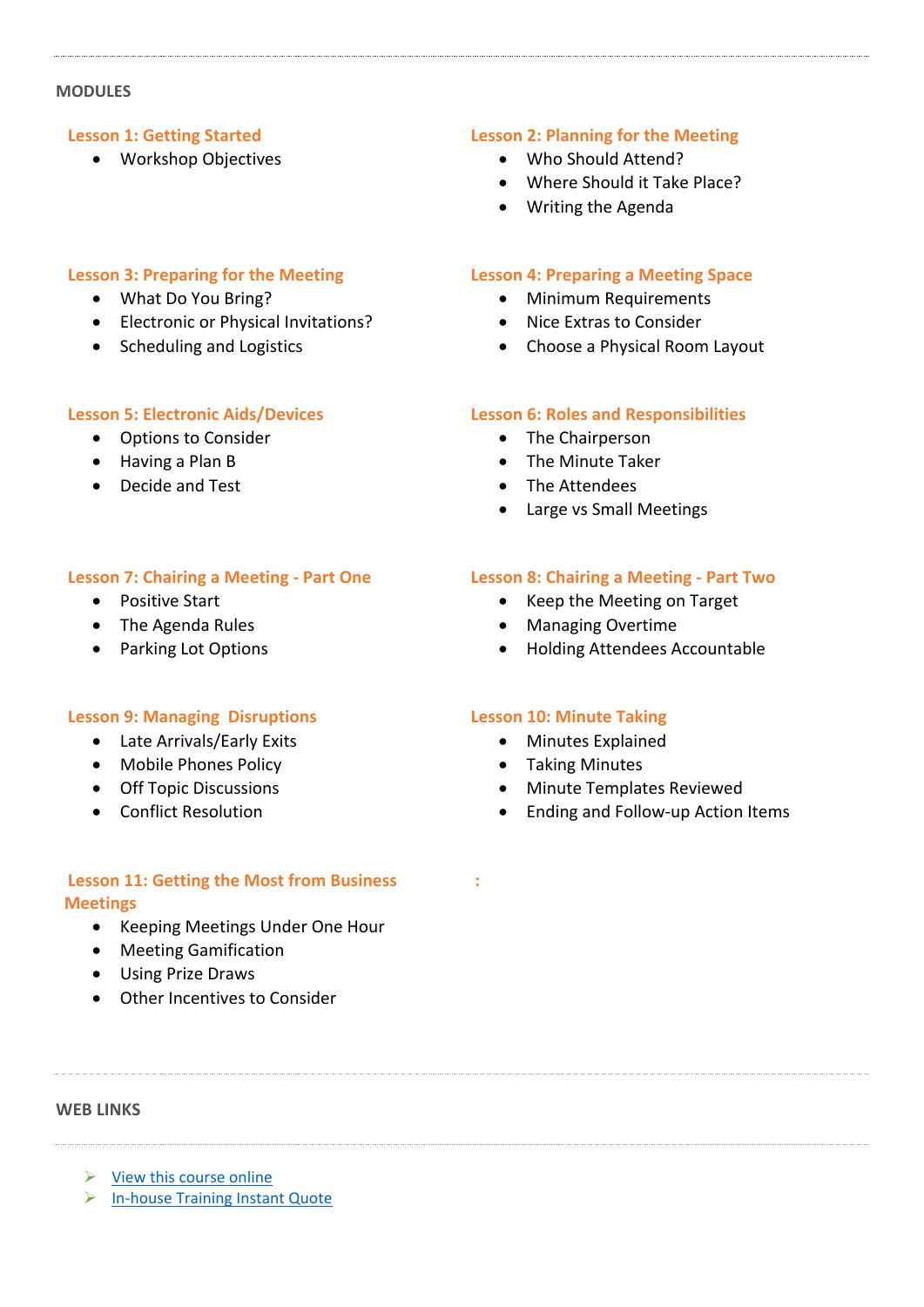## MODULES

### Lesson 1: Getting Started

- Workshop Objectives

### Lesson 2: Planning for the Meeting

- Who Should Attend?
- Where Should it Take Place?
- Writing the Agenda

### Lesson 3: Preparing for the Meeting

- What Do You Bring?
- Electronic or Physical Invitations?
- Scheduling and Logistics

### Lesson 4: Preparing a Meeting Space

- Minimum Requirements
- Nice Extras to Consider
- Choose a Physical Room Layout

### Lesson 5: Electronic Aids/Devices

- Options to Consider
- Having a Plan B
- Decide and Test

### Lesson 6: Roles and Responsibilities

- The Chairperson
- The Minute Taker
- The Attendees
- Large vs Small Meetings

### Lesson 7: Chairing a Meeting - Part One

- Positive Start
- The Agenda Rules
- Parking Lot Options

### Lesson 8: Chairing a Meeting - Part Two

- Keep the Meeting on Target
- Managing Overtime
- Holding Attendees Accountable

### Lesson 9: Managing Disruptions

- Late Arrivals/Early Exits
- Mobile Phones Policy
- Off Topic Discussions
- Conflict Resolution

### Lesson 10: Minute Taking

- Minutes Explained
- Taking Minutes
- Minute Templates Reviewed
- Ending and Follow-up Action Items

### Lesson 11: Getting the Most from Business Meetings

- Keeping Meetings Under One Hour
- Meeting Gamification
- Using Prize Draws
- Other Incentives to Consider

:

## WEB LINKS

- View this course online
- In-house Training Instant Quote